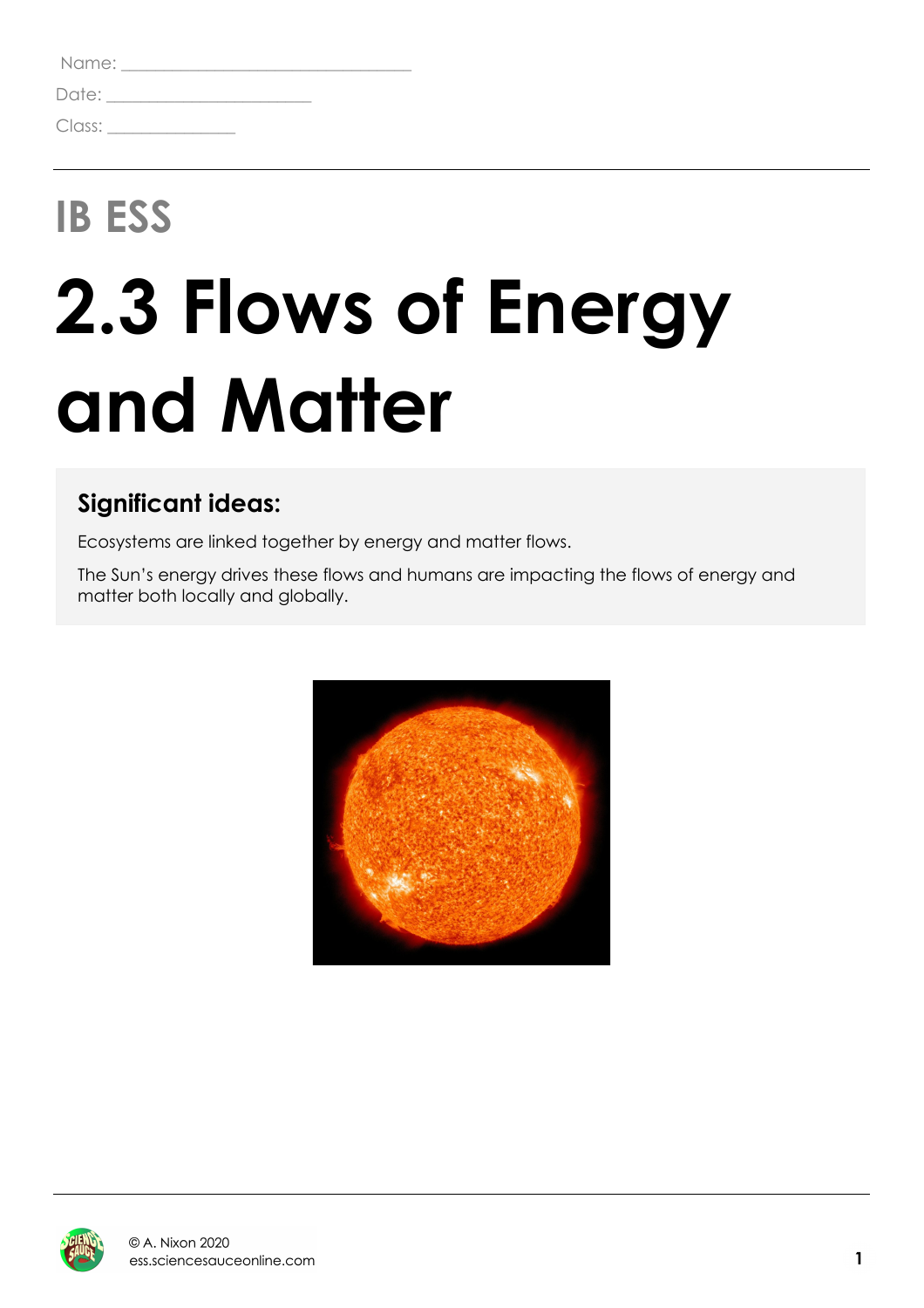Name: ______________________________

Date: ______________________

Class: ______________

# IB ESS

# 2.3 Flows of Energy and Matter

## Significant ideas:

Ecosystems are linked together by energy and matter flows.

The Sun's energy drives these flows and humans are impacting the flows of energy and matter both locally and globally.

© A. Nixon 2020
ess.sciencesauceonline.com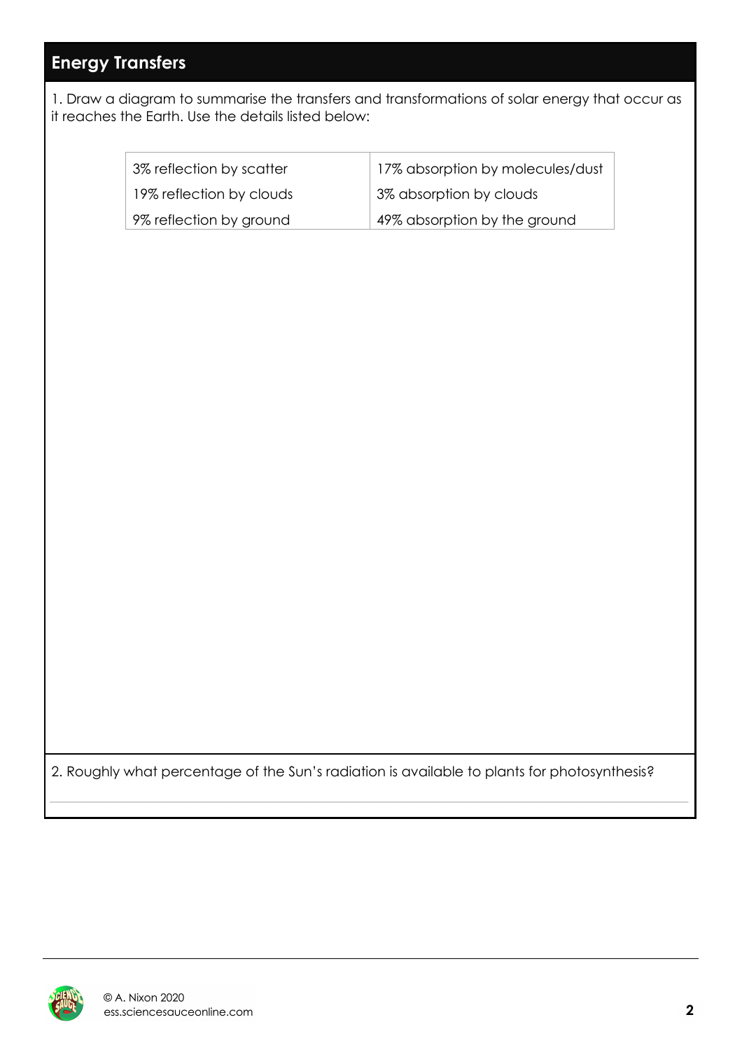## Energy Transfers

1. Draw a diagram to summarise the transfers and transformations of solar energy that occur as it reaches the Earth. Use the details listed below:

| | |
|---|---|
| 3% reflection by scatter | 17% absorption by molecules/dust |
| 19% reflection by clouds | 3% absorption by clouds |
| 9% reflection by ground | 49% absorption by the ground |

2. Roughly what percentage of the Sun's radiation is available to plants for photosynthesis?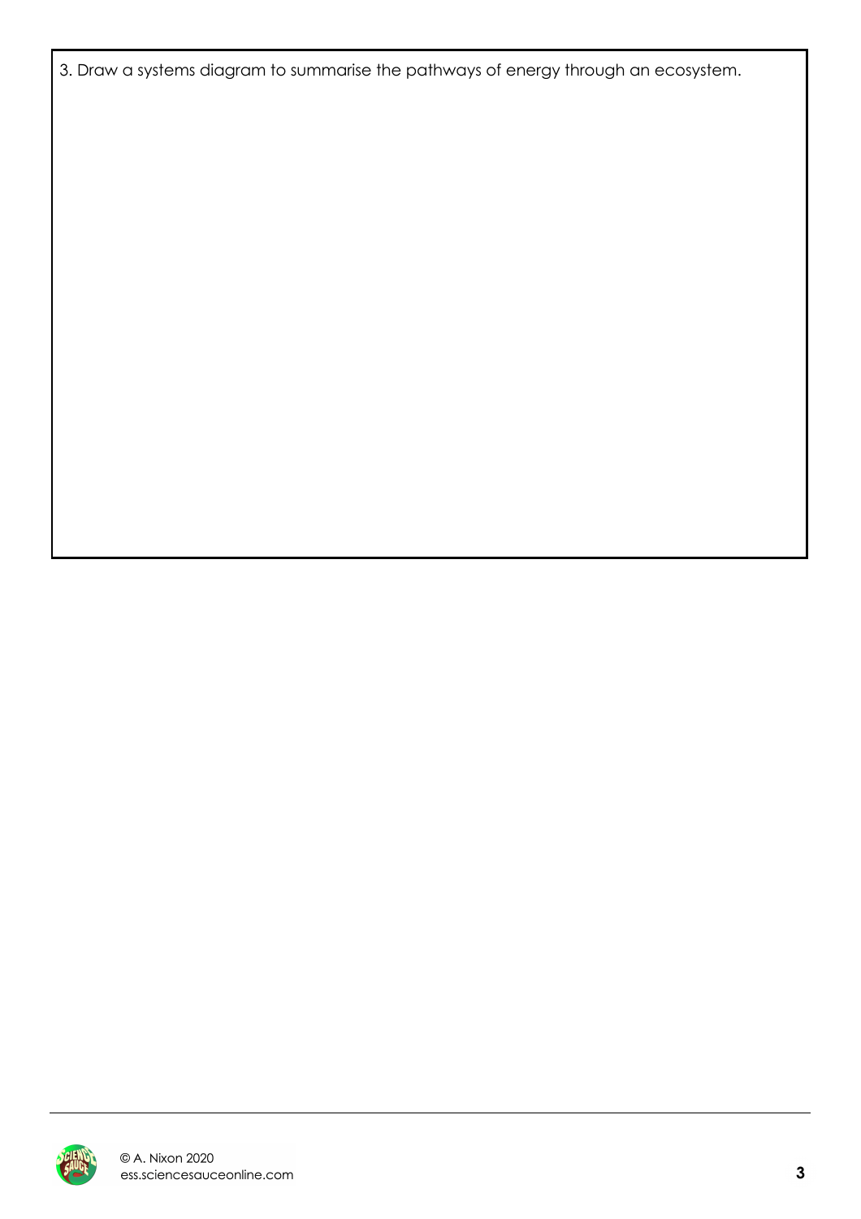3. Draw a systems diagram to summarise the pathways of energy through an ecosystem.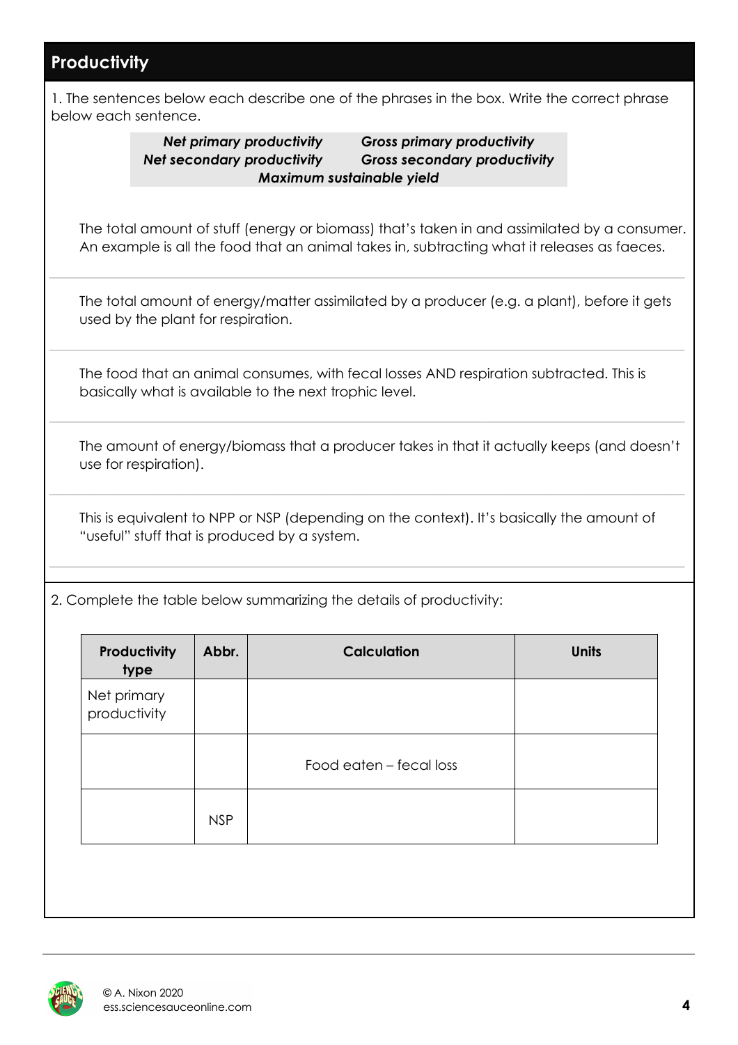## Productivity

1. The sentences below each describe one of the phrases in the box. Write the correct phrase below each sentence.

| | |
|---|---|
| ***Net primary productivity*** | ***Gross primary productivity*** |
| ***Net secondary productivity*** | ***Gross secondary productivity*** |
| ***Maximum sustainable yield*** | |

The total amount of stuff (energy or biomass) that's taken in and assimilated by a consumer. An example is all the food that an animal takes in, subtracting what it releases as faeces.

The total amount of energy/matter assimilated by a producer (e.g. a plant), before it gets used by the plant for respiration.

The food that an animal consumes, with fecal losses AND respiration subtracted. This is basically what is available to the next trophic level.

The amount of energy/biomass that a producer takes in that it actually keeps (and doesn't use for respiration).

This is equivalent to NPP or NSP (depending on the context). It's basically the amount of "useful" stuff that is produced by a system.

2. Complete the table below summarizing the details of productivity:

| Productivity type | Abbr. | Calculation | Units |
|---|---|---|---|
| Net primary productivity | | | |
| | | Food eaten – fecal loss | |
| | NSP | | |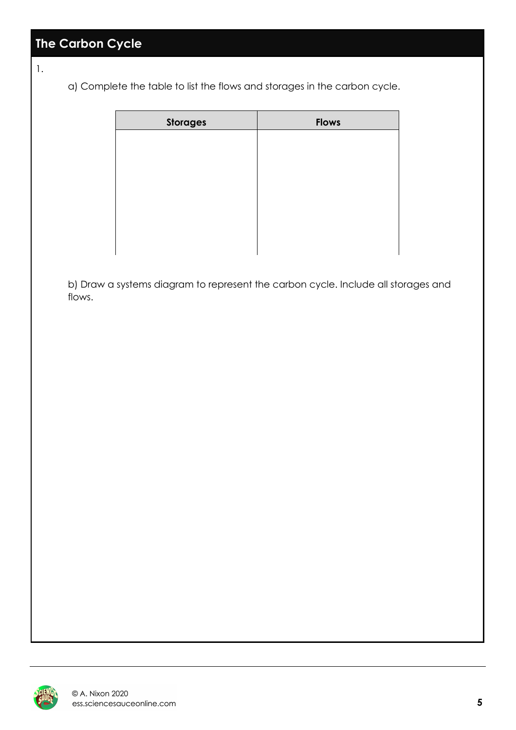## The Carbon Cycle

1.

a) Complete the table to list the flows and storages in the carbon cycle.

| Storages | Flows |
| --- | --- |
| | |

b) Draw a systems diagram to represent the carbon cycle. Include all storages and flows.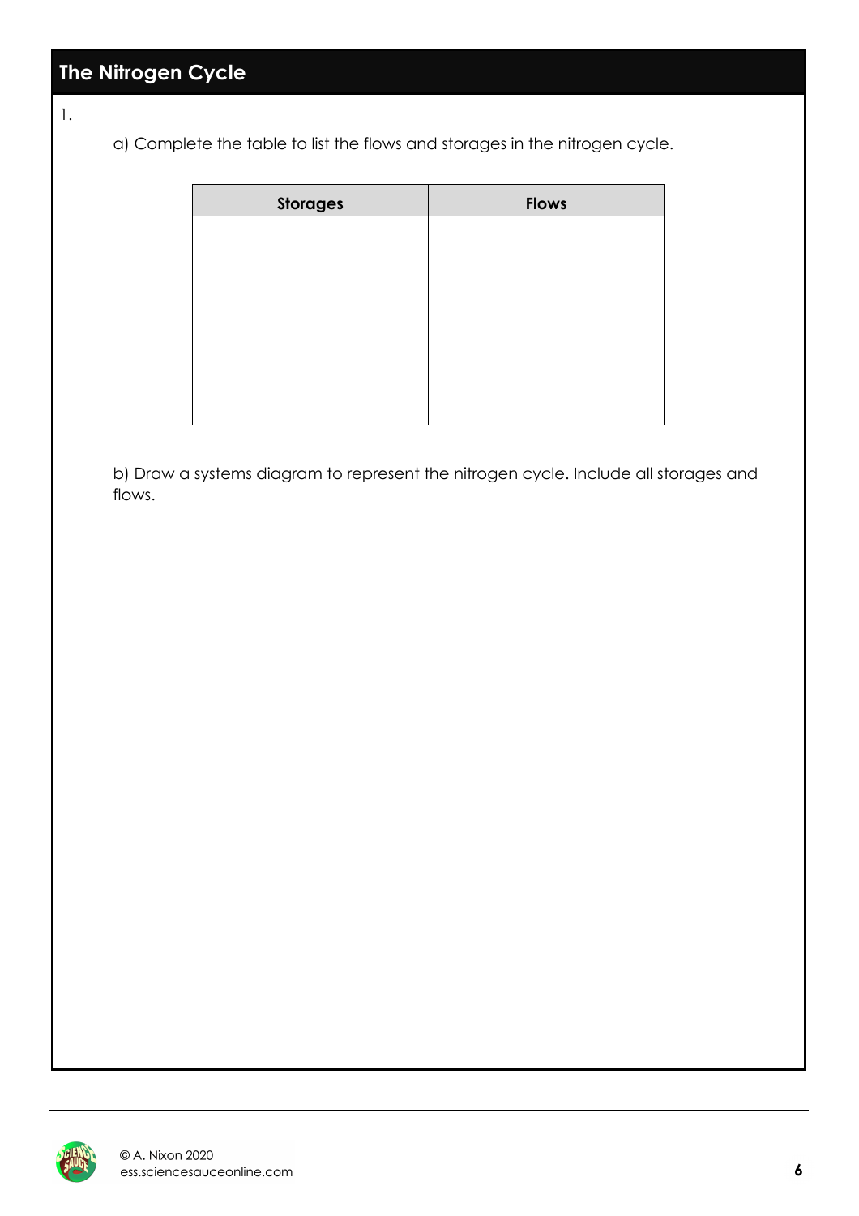## The Nitrogen Cycle

1.

a) Complete the table to list the flows and storages in the nitrogen cycle.

| Storages | Flows |
| --- | --- |
| | |

b) Draw a systems diagram to represent the nitrogen cycle. Include all storages and flows.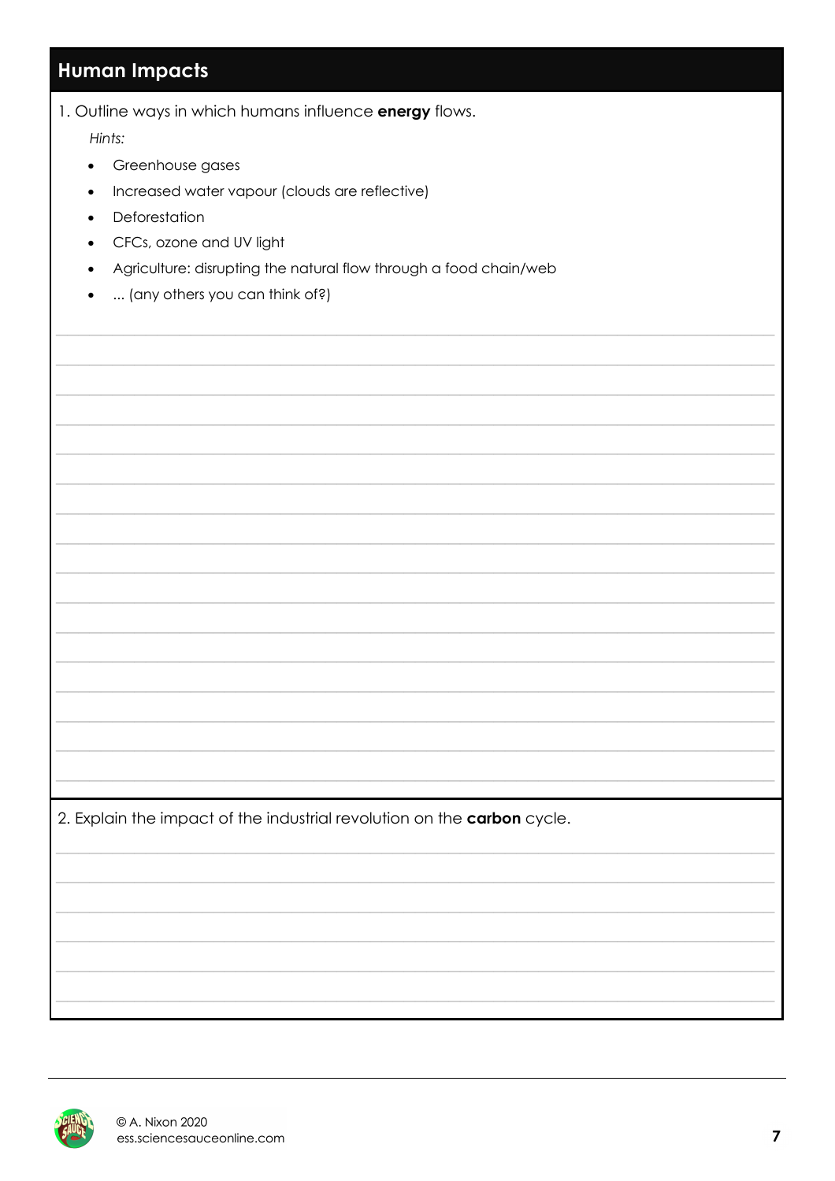## Human Impacts

1. Outline ways in which humans influence **energy** flows.

*Hints:*

- Greenhouse gases
- Increased water vapour (clouds are reflective)
- Deforestation
- CFCs, ozone and UV light
- Agriculture: disrupting the natural flow through a food chain/web
- ... (any others you can think of?)

2. Explain the impact of the industrial revolution on the **carbon** cycle.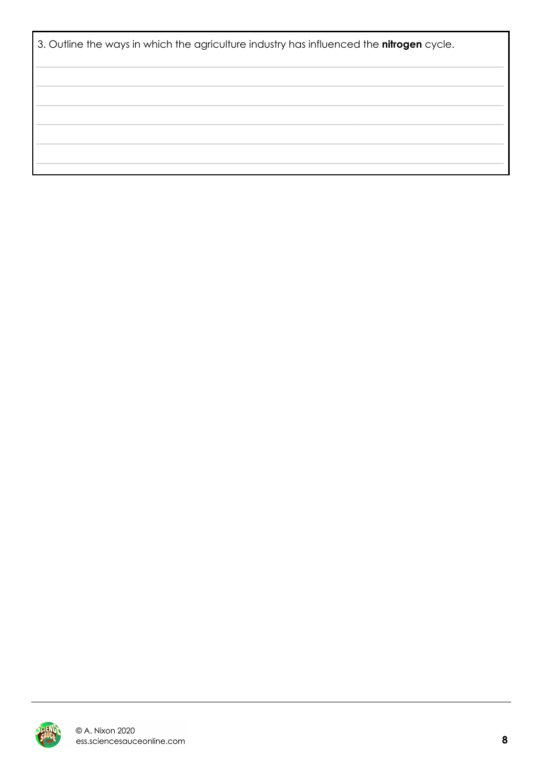3. Outline the ways in which the agriculture industry has influenced the **nitrogen** cycle.